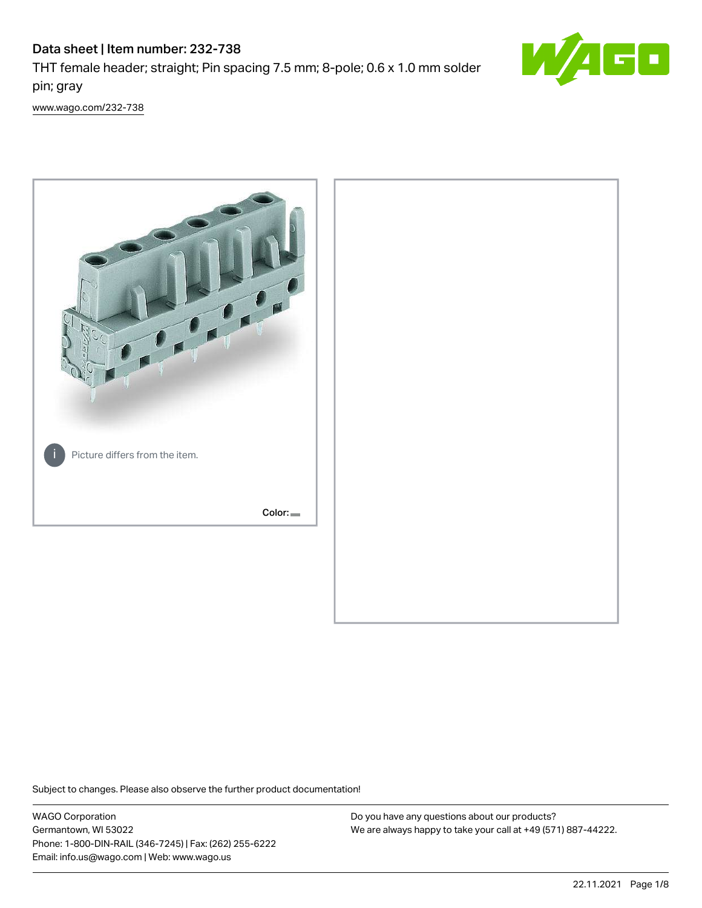# Data sheet | Item number: 232-738

THT female header; straight; Pin spacing 7.5 mm; 8-pole; 0.6 x 1.0 mm solder pin; gray

www.wago.com/232-738

Picture differs from the item.

Color:

Subject to changes. Please also observe the further product documentation!

WAGO Corporation
Germantown, WI 53022
Phone: 1-800-DIN-RAIL (346-7245) | Fax: (262) 255-6222
Email: info.us@wago.com | Web: www.wago.us

Do you have any questions about our products?
We are always happy to take your call at +49 (571) 887-44222.

22.11.2021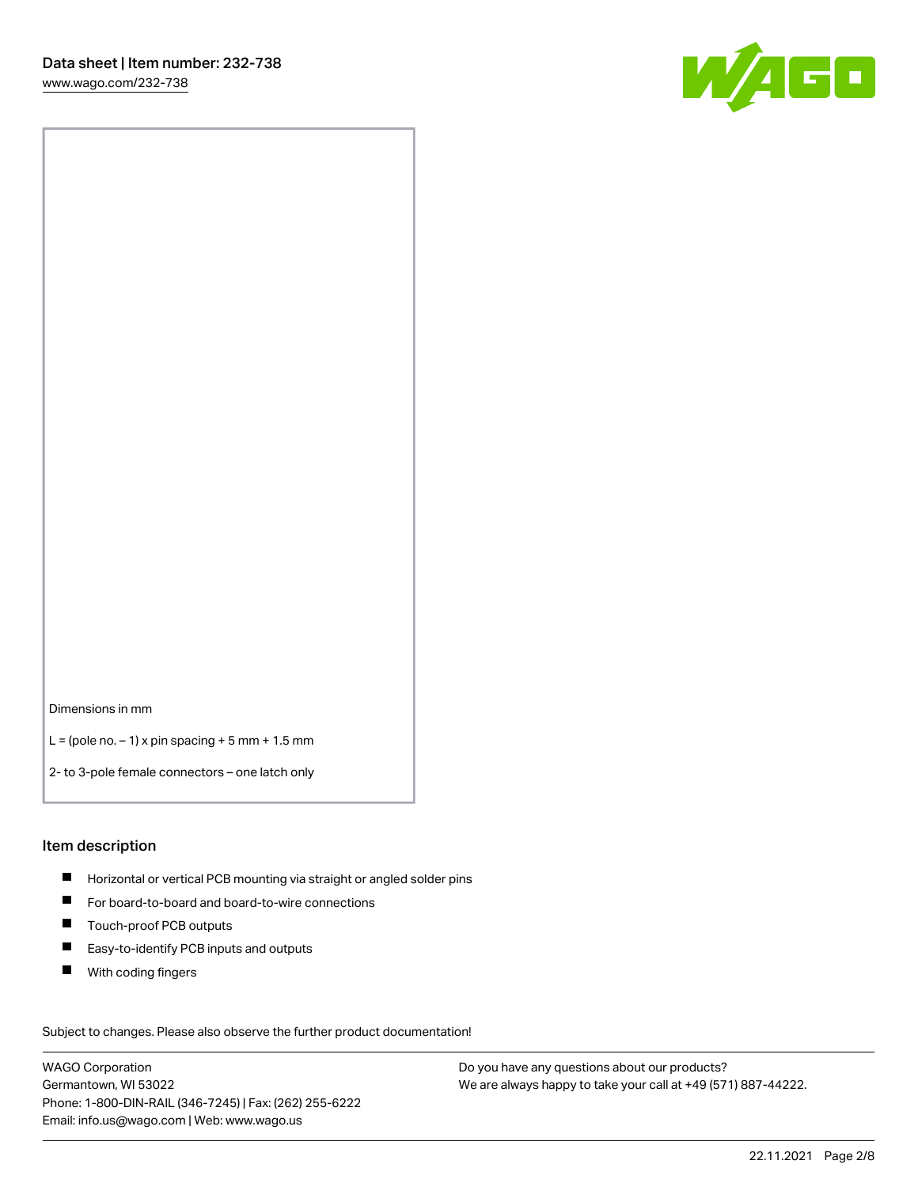Dimensions in mm

L = (pole no. – 1) x pin spacing + 5 mm + 1.5 mm

2- to 3-pole female connectors – one latch only

## Item description

- Horizontal or vertical PCB mounting via straight or angled solder pins
- For board-to-board and board-to-wire connections
- Touch-proof PCB outputs
- Easy-to-identify PCB inputs and outputs
- With coding fingers

Subject to changes. Please also observe the further product documentation!

WAGO Corporation
Germantown, WI 53022
Phone: 1-800-DIN-RAIL (346-7245) | Fax: (262) 255-6222
Email: info.us@wago.com | Web: www.wago.us

Do you have any questions about our products?
We are always happy to take your call at +49 (571) 887-44222.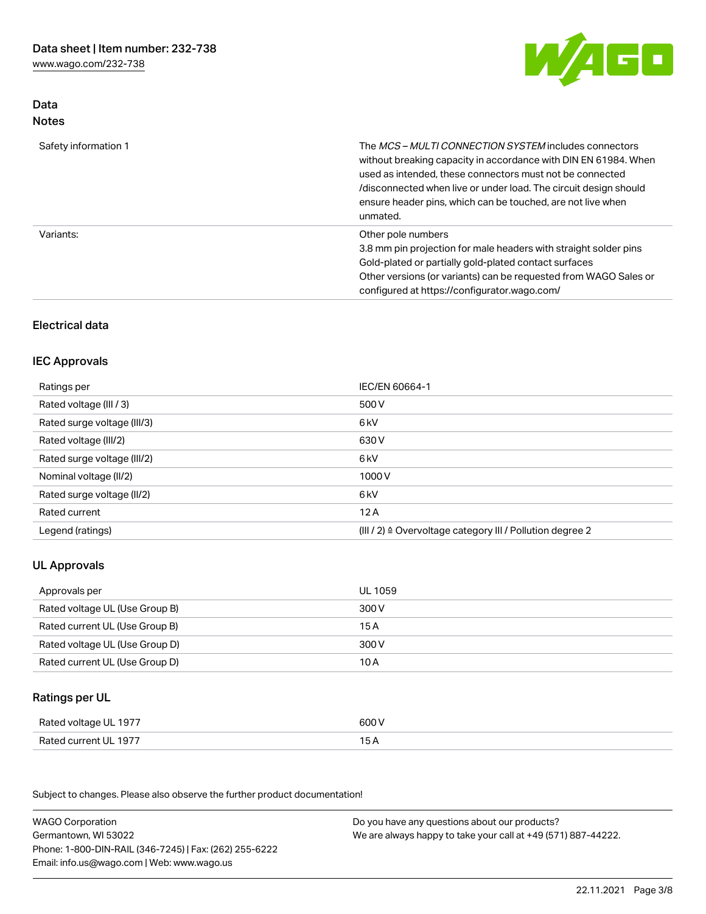## Data
### Notes

| | |
|---|---|
| Safety information 1 | The *MCS – MULTI CONNECTION SYSTEM* includes connectors without breaking capacity in accordance with DIN EN 61984. When used as intended, these connectors must not be connected /disconnected when live or under load. The circuit design should ensure header pins, which can be touched, are not live when unmated. |
| Variants: | Other pole numbers<br>3.8 mm pin projection for male headers with straight solder pins<br>Gold-plated or partially gold-plated contact surfaces<br>Other versions (or variants) can be requested from WAGO Sales or configured at https://configurator.wago.com/ |

## Electrical data

### IEC Approvals

| | |
|---|---|
| Ratings per | IEC/EN 60664-1 |
| Rated voltage (III / 3) | 500 V |
| Rated surge voltage (III/3) | 6 kV |
| Rated voltage (III/2) | 630 V |
| Rated surge voltage (III/2) | 6 kV |
| Nominal voltage (II/2) | 1000 V |
| Rated surge voltage (II/2) | 6 kV |
| Rated current | 12 A |
| Legend (ratings) | (III / 2) ≙ Overvoltage category III / Pollution degree 2 |

### UL Approvals

| | |
|---|---|
| Approvals per | UL 1059 |
| Rated voltage UL (Use Group B) | 300 V |
| Rated current UL (Use Group B) | 15 A |
| Rated voltage UL (Use Group D) | 300 V |
| Rated current UL (Use Group D) | 10 A |

### Ratings per UL

| | |
|---|---|
| Rated voltage UL 1977 | 600 V |
| Rated current UL 1977 | 15 A |

Subject to changes. Please also observe the further product documentation!

WAGO Corporation
Germantown, WI 53022
Phone: 1-800-DIN-RAIL (346-7245) | Fax: (262) 255-6222
Email: info.us@wago.com | Web: www.wago.us

Do you have any questions about our products?
We are always happy to take your call at +49 (571) 887-44222.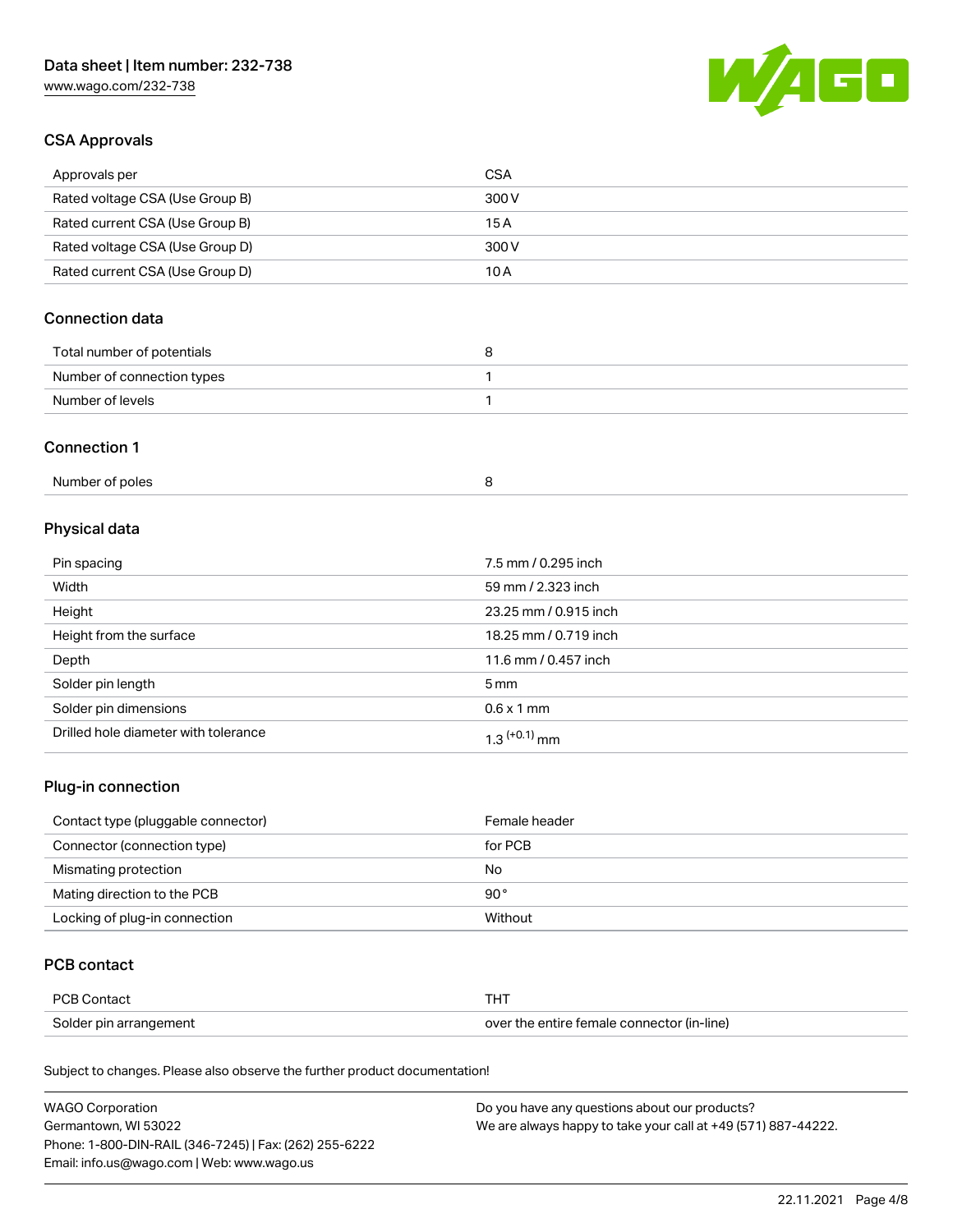## CSA Approvals

| Approvals per | CSA |
| --- | --- |
| Rated voltage CSA (Use Group B) | 300 V |
| Rated current CSA (Use Group B) | 15 A |
| Rated voltage CSA (Use Group D) | 300 V |
| Rated current CSA (Use Group D) | 10 A |

## Connection data

| Total number of potentials | 8 |
| --- | --- |
| Number of connection types | 1 |
| Number of levels | 1 |

## Connection 1

| Number of poles | 8 |
| --- | --- |

## Physical data

| Pin spacing | 7.5 mm / 0.295 inch |
| --- | --- |
| Width | 59 mm / 2.323 inch |
| Height | 23.25 mm / 0.915 inch |
| Height from the surface | 18.25 mm / 0.719 inch |
| Depth | 11.6 mm / 0.457 inch |
| Solder pin length | 5 mm |
| Solder pin dimensions | 0.6 x 1 mm |
| Drilled hole diameter with tolerance | $1.3^{(+0.1)}$ mm |

## Plug-in connection

| Contact type (pluggable connector) | Female header |
| --- | --- |
| Connector (connection type) | for PCB |
| Mismating protection | No |
| Mating direction to the PCB | 90° |
| Locking of plug-in connection | Without |

## PCB contact

| PCB Contact | THT |
| --- | --- |
| Solder pin arrangement | over the entire female connector (in-line) |

Subject to changes. Please also observe the further product documentation!

WAGO Corporation
Germantown, WI 53022
Phone: 1-800-DIN-RAIL (346-7245) | Fax: (262) 255-6222
Email: info.us@wago.com | Web: www.wago.us

Do you have any questions about our products?
We are always happy to take your call at +49 (571) 887-44222.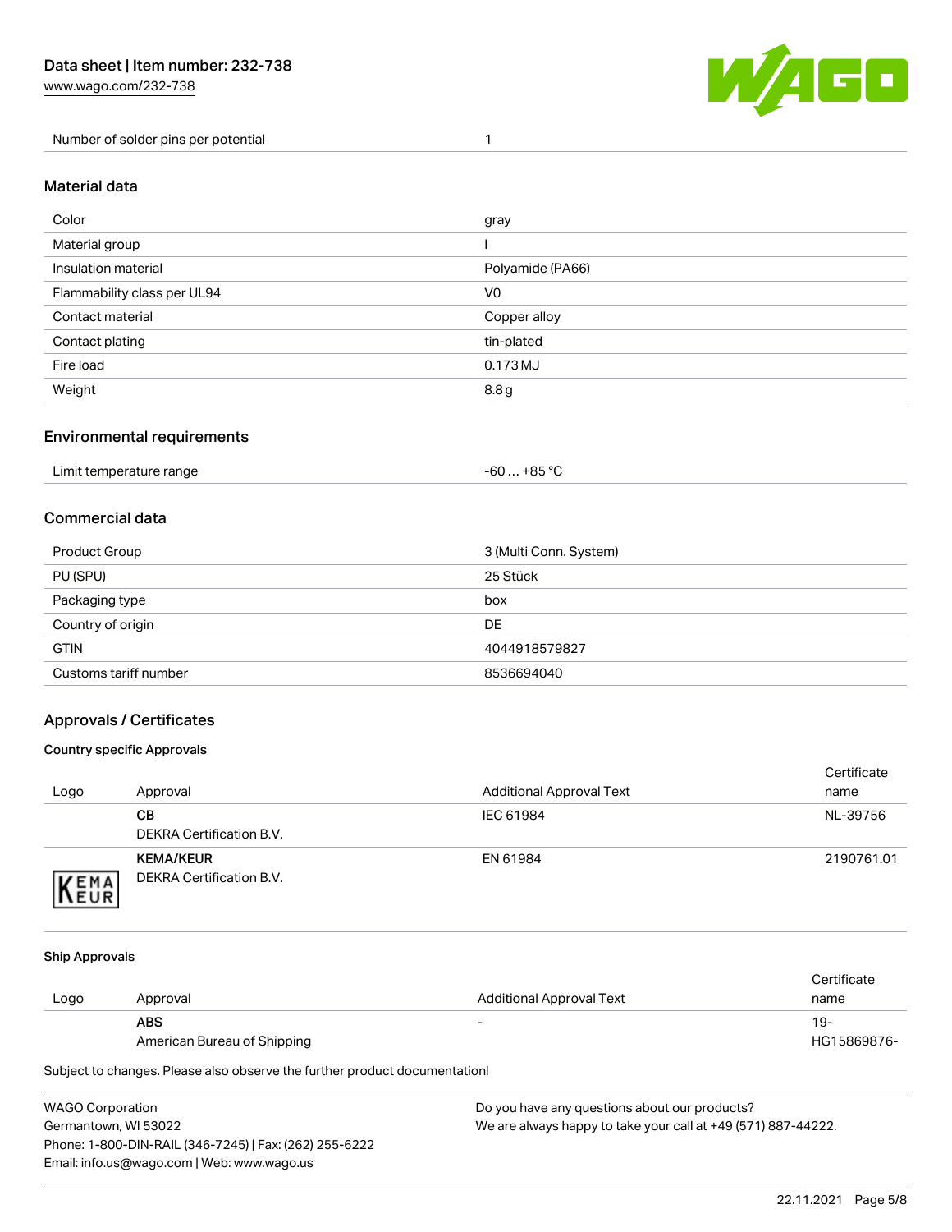| Number of solder pins per potential | 1 |
| --- | --- |

## Material data

| Color | gray |
| --- | --- |
| Material group | I |
| Insulation material | Polyamide (PA66) |
| Flammability class per UL94 | V0 |
| Contact material | Copper alloy |
| Contact plating | tin-plated |
| Fire load | 0.173 MJ |
| Weight | 8.8 g |

## Environmental requirements

| Limit temperature range | -60 … +85 °C |
| --- | --- |

## Commercial data

| Product Group | 3 (Multi Conn. System) |
| --- | --- |
| PU (SPU) | 25 Stück |
| Packaging type | box |
| Country of origin | DE |
| GTIN | 4044918579827 |
| Customs tariff number | 8536694040 |

## Approvals / Certificates

### Country specific Approvals

| Logo | Approval | Additional Approval Text | Certificate name |
| --- | --- | --- | --- |
| | **CB** DEKRA Certification B.V. | IEC 61984 | NL-39756 |
| | **KEMA/KEUR** DEKRA Certification B.V. | EN 61984 | 2190761.01 |

### Ship Approvals

| Logo | Approval | Additional Approval Text | Certificate name |
| --- | --- | --- | --- |
| | **ABS** American Bureau of Shipping | - | 19-HG15869876- |

Subject to changes. Please also observe the further product documentation!

WAGO Corporation
Germantown, WI 53022
Phone: 1-800-DIN-RAIL (346-7245) | Fax: (262) 255-6222
Email: info.us@wago.com | Web: www.wago.us

Do you have any questions about our products?
We are always happy to take your call at +49 (571) 887-44222.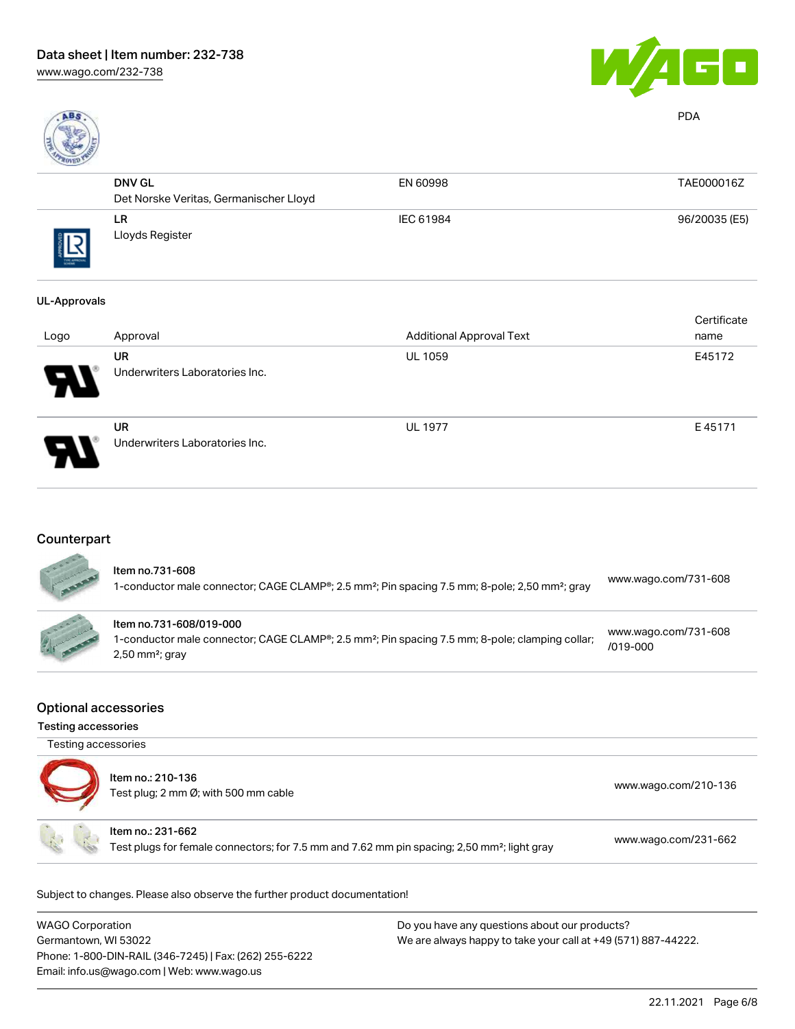PDA

| | | | |
|---|---|---|---|
| | **DNV GL** Det Norske Veritas, Germanischer Lloyd | EN 60998 | TAE000016Z |
| | **LR** Lloyds Register | IEC 61984 | 96/20035 (E5) |

UL-Approvals

| Logo | Approval | Additional Approval Text | Certificate name |
|---|---|---|---|
| | **UR** Underwriters Laboratories Inc. | UL 1059 | E45172 |
| | **UR** Underwriters Laboratories Inc. | UL 1977 | E 45171 |

## Counterpart

| | |
|---|---|
| **Item no.731-608** 1-conductor male connector; CAGE CLAMP®; 2.5 mm²; Pin spacing 7.5 mm; 8-pole; 2,50 mm²; gray | www.wago.com/731-608 |
| **Item no.731-608/019-000** 1-conductor male connector; CAGE CLAMP®; 2.5 mm²; Pin spacing 7.5 mm; 8-pole; clamping collar; 2,50 mm²; gray | www.wago.com/731-608/019-000 |

## Optional accessories

### Testing accessories

Testing accessories

| | |
|---|---|
| **Item no.: 210-136** Test plug; 2 mm Ø; with 500 mm cable | www.wago.com/210-136 |
| **Item no.: 231-662** Test plugs for female connectors; for 7.5 mm and 7.62 mm pin spacing; 2,50 mm²; light gray | www.wago.com/231-662 |

Subject to changes. Please also observe the further product documentation!

WAGO Corporation
Germantown, WI 53022
Phone: 1-800-DIN-RAIL (346-7245) | Fax: (262) 255-6222
Email: info.us@wago.com | Web: www.wago.us

Do you have any questions about our products?
We are always happy to take your call at +49 (571) 887-44222.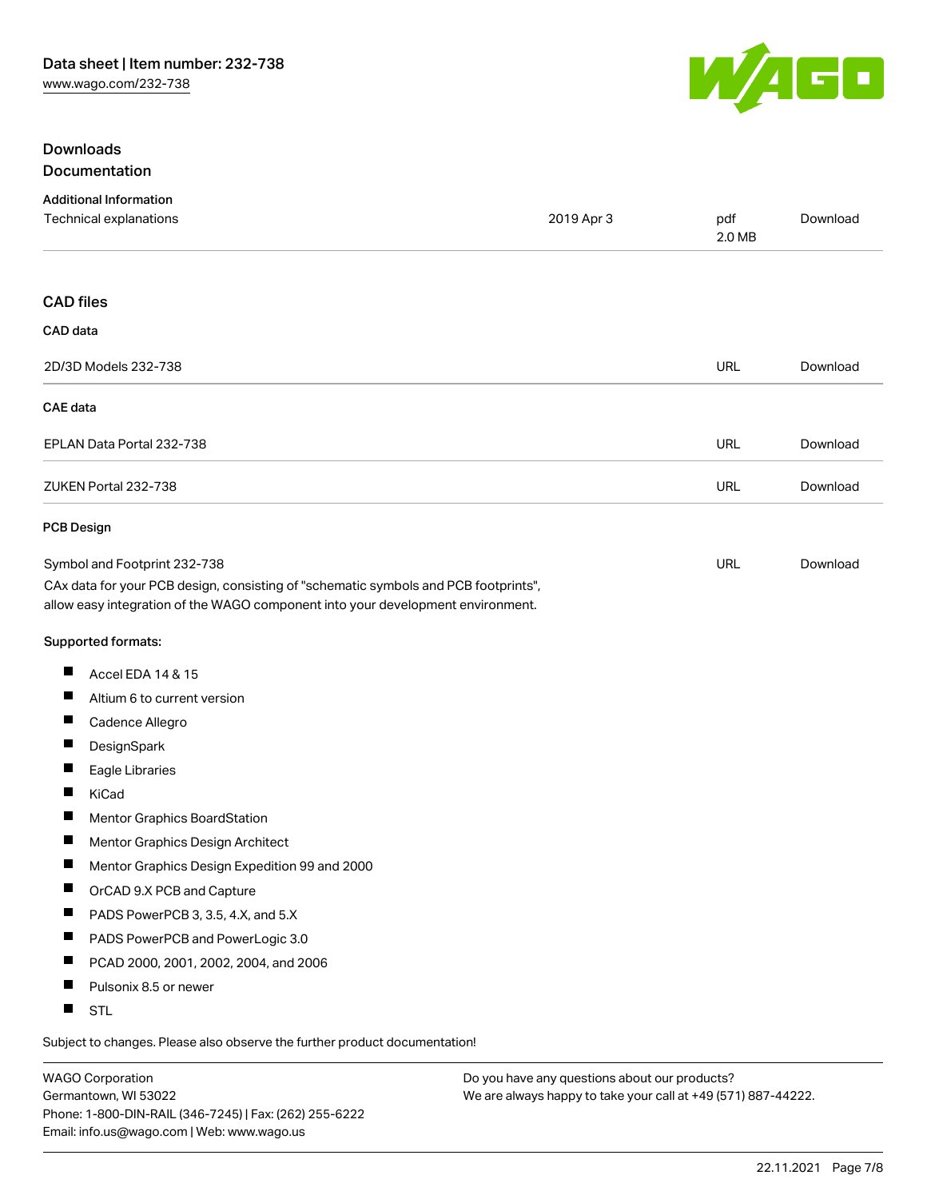## Downloads

### Documentation

**Additional Information**

| | | | |
|---|---|---|---|
| Technical explanations | 2019 Apr 3 | pdf 2.0 MB | Download |

### CAD files

**CAD data**

| | | |
|---|---|---|
| 2D/3D Models 232-738 | URL | Download |

**CAE data**

| | | |
|---|---|---|
| EPLAN Data Portal 232-738 | URL | Download |
| ZUKEN Portal 232-738 | URL | Download |

**PCB Design**

| | | |
|---|---|---|
| Symbol and Footprint 232-738 | URL | Download |

CAx data for your PCB design, consisting of "schematic symbols and PCB footprints", allow easy integration of the WAGO component into your development environment.

**Supported formats:**

- Accel EDA 14 & 15
- Altium 6 to current version
- Cadence Allegro
- DesignSpark
- Eagle Libraries
- KiCad
- Mentor Graphics BoardStation
- Mentor Graphics Design Architect
- Mentor Graphics Design Expedition 99 and 2000
- OrCAD 9.X PCB and Capture
- PADS PowerPCB 3, 3.5, 4.X, and 5.X
- PADS PowerPCB and PowerLogic 3.0
- PCAD 2000, 2001, 2002, 2004, and 2006
- Pulsonix 8.5 or newer
- STL

Subject to changes. Please also observe the further product documentation!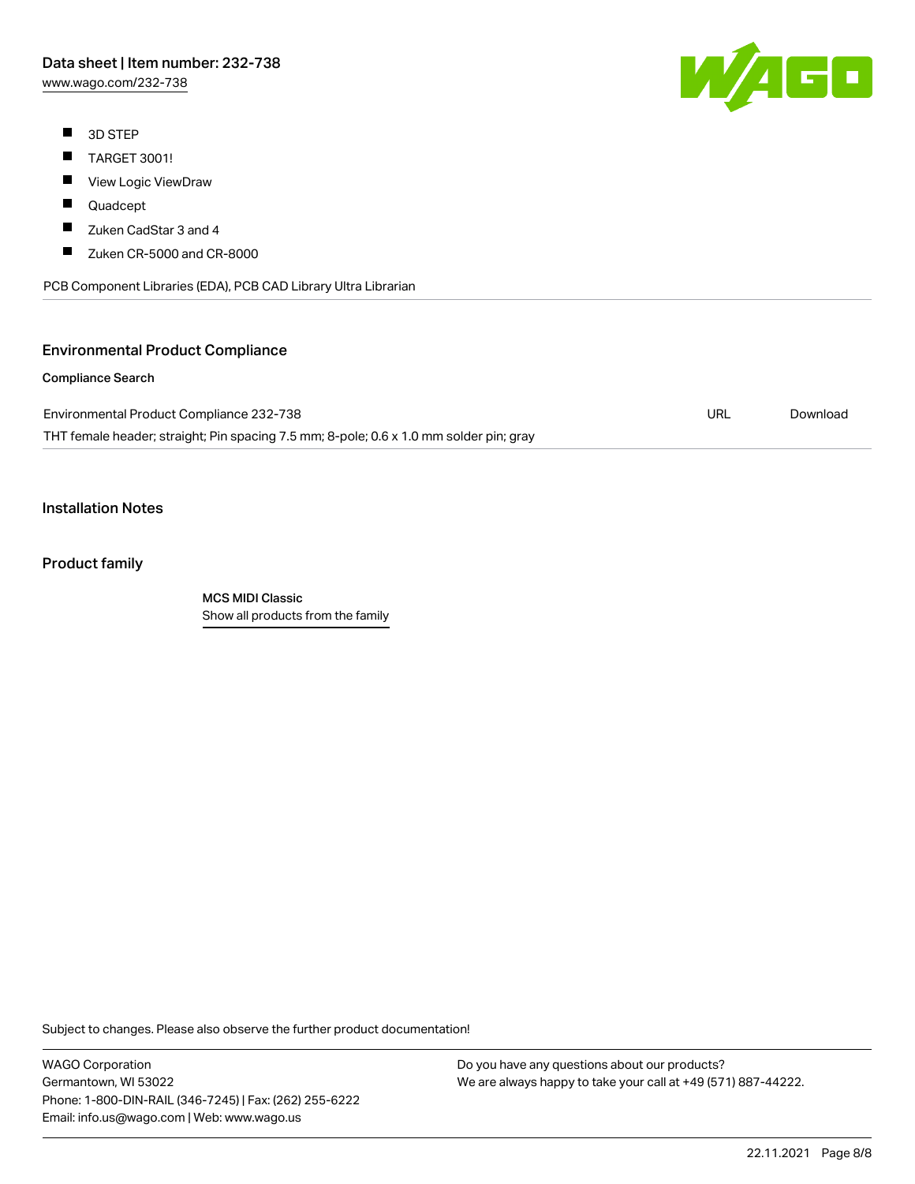- 3D STEP
- TARGET 3001!
- View Logic ViewDraw
- Quadcept
- Zuken CadStar 3 and 4
- Zuken CR-5000 and CR-8000

PCB Component Libraries (EDA), PCB CAD Library Ultra Librarian

## Environmental Product Compliance

**Compliance Search**

| | | |
|---|---|---|
| Environmental Product Compliance 232-738 | URL | Download |
| THT female header; straight; Pin spacing 7.5 mm; 8-pole; 0.6 x 1.0 mm solder pin; gray | | |

## Installation Notes

## Product family

MCS MIDI Classic
Show all products from the family

Subject to changes. Please also observe the further product documentation!

WAGO Corporation
Germantown, WI 53022
Phone: 1-800-DIN-RAIL (346-7245) | Fax: (262) 255-6222
Email: info.us@wago.com | Web: www.wago.us

Do you have any questions about our products?
We are always happy to take your call at +49 (571) 887-44222.